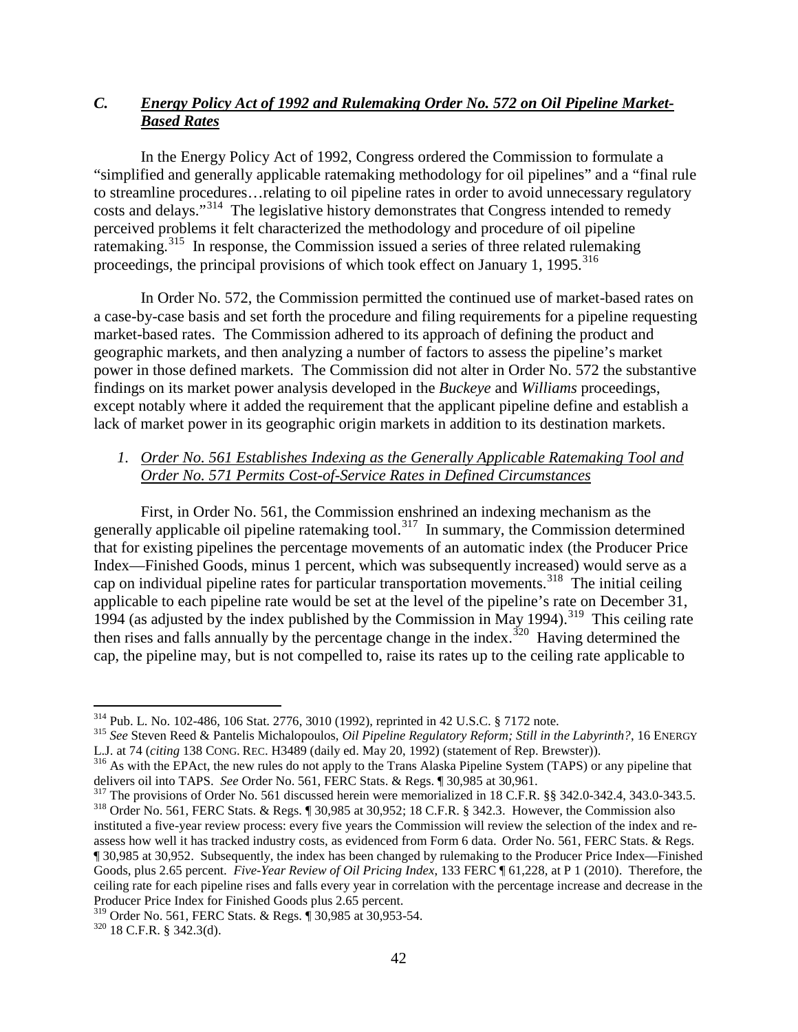### *C. Energy Policy Act of 1992 and Rulemaking Order No. 572 on Oil Pipeline Market-Based Rates*

In the Energy Policy Act of 1992, Congress ordered the Commission to formulate a "simplified and generally applicable ratemaking methodology for oil pipelines" and a "final rule to streamline procedures…relating to oil pipeline rates in order to avoid unnecessary regulatory costs and delays."[314] The legislative history demonstrates that Congress intended to remedy perceived problems it felt characterized the methodology and procedure of oil pipeline ratemaking.[315] In response, the Commission issued a series of three related rulemaking proceedings, the principal provisions of which took effect on January 1, 1995.[316]

In Order No. 572, the Commission permitted the continued use of market-based rates on a case-by-case basis and set forth the procedure and filing requirements for a pipeline requesting market-based rates. The Commission adhered to its approach of defining the product and geographic markets, and then analyzing a number of factors to assess the pipeline's market power in those defined markets. The Commission did not alter in Order No. 572 the substantive findings on its market power analysis developed in the *Buckeye* and *Williams* proceedings, except notably where it added the requirement that the applicant pipeline define and establish a lack of market power in its geographic origin markets in addition to its destination markets.

#### *1. Order No. 561 Establishes Indexing as the Generally Applicable Ratemaking Tool and Order No. 571 Permits Cost-of-Service Rates in Defined Circumstances*

First, in Order No. 561, the Commission enshrined an indexing mechanism as the generally applicable oil pipeline ratemaking tool.[317] In summary, the Commission determined that for existing pipelines the percentage movements of an automatic index (the Producer Price Index—Finished Goods, minus 1 percent, which was subsequently increased) would serve as a cap on individual pipeline rates for particular transportation movements.[318] The initial ceiling applicable to each pipeline rate would be set at the level of the pipeline's rate on December 31, 1994 (as adjusted by the index published by the Commission in May 1994).[319] This ceiling rate then rises and falls annually by the percentage change in the index.[320] Having determined the cap, the pipeline may, but is not compelled to, raise its rates up to the ceiling rate applicable to

---

[314] Pub. L. No. 102-486, 106 Stat. 2776, 3010 (1992), reprinted in 42 U.S.C. § 7172 note.

[315] *See* Steven Reed & Pantelis Michalopoulos, *Oil Pipeline Regulatory Reform; Still in the Labyrinth?*, 16 ENERGY L.J. at 74 (*citing* 138 CONG. REC. H3489 (daily ed. May 20, 1992) (statement of Rep. Brewster)).

[316] As with the EPAct, the new rules do not apply to the Trans Alaska Pipeline System (TAPS) or any pipeline that delivers oil into TAPS. *See* Order No. 561, FERC Stats. & Regs. ¶ 30,985 at 30,961.

[317] The provisions of Order No. 561 discussed herein were memorialized in 18 C.F.R. §§ 342.0-342.4, 343.0-343.5.

[318] Order No. 561, FERC Stats. & Regs. ¶ 30,985 at 30,952; 18 C.F.R. § 342.3. However, the Commission also instituted a five-year review process: every five years the Commission will review the selection of the index and re-assess how well it has tracked industry costs, as evidenced from Form 6 data. Order No. 561, FERC Stats. & Regs. ¶ 30,985 at 30,952. Subsequently, the index has been changed by rulemaking to the Producer Price Index—Finished Goods, plus 2.65 percent. *Five-Year Review of Oil Pricing Index*, 133 FERC ¶ 61,228, at P 1 (2010). Therefore, the ceiling rate for each pipeline rises and falls every year in correlation with the percentage increase and decrease in the Producer Price Index for Finished Goods plus 2.65 percent.

[319] Order No. 561, FERC Stats. & Regs. ¶ 30,985 at 30,953-54.

[320] 18 C.F.R. § 342.3(d).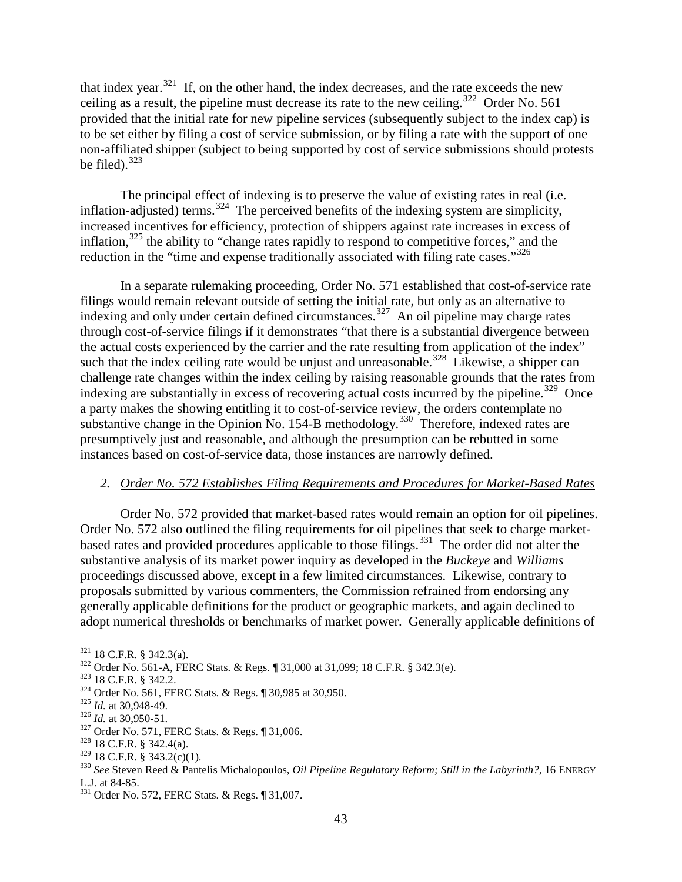that index year.[321] If, on the other hand, the index decreases, and the rate exceeds the new ceiling as a result, the pipeline must decrease its rate to the new ceiling.[322] Order No. 561 provided that the initial rate for new pipeline services (subsequently subject to the index cap) is to be set either by filing a cost of service submission, or by filing a rate with the support of one non-affiliated shipper (subject to being supported by cost of service submissions should protests be filed).[323]

The principal effect of indexing is to preserve the value of existing rates in real (i.e. inflation-adjusted) terms.[324] The perceived benefits of the indexing system are simplicity, increased incentives for efficiency, protection of shippers against rate increases in excess of inflation,[325] the ability to "change rates rapidly to respond to competitive forces," and the reduction in the "time and expense traditionally associated with filing rate cases."[326]

In a separate rulemaking proceeding, Order No. 571 established that cost-of-service rate filings would remain relevant outside of setting the initial rate, but only as an alternative to indexing and only under certain defined circumstances.[327] An oil pipeline may charge rates through cost-of-service filings if it demonstrates "that there is a substantial divergence between the actual costs experienced by the carrier and the rate resulting from application of the index" such that the index ceiling rate would be unjust and unreasonable.[328] Likewise, a shipper can challenge rate changes within the index ceiling by raising reasonable grounds that the rates from indexing are substantially in excess of recovering actual costs incurred by the pipeline.[329] Once a party makes the showing entitling it to cost-of-service review, the orders contemplate no substantive change in the Opinion No. 154-B methodology.[330] Therefore, indexed rates are presumptively just and reasonable, and although the presumption can be rebutted in some instances based on cost-of-service data, those instances are narrowly defined.

### *2. Order No. 572 Establishes Filing Requirements and Procedures for Market-Based Rates*

Order No. 572 provided that market-based rates would remain an option for oil pipelines. Order No. 572 also outlined the filing requirements for oil pipelines that seek to charge market-based rates and provided procedures applicable to those filings.[331] The order did not alter the substantive analysis of its market power inquiry as developed in the *Buckeye* and *Williams* proceedings discussed above, except in a few limited circumstances. Likewise, contrary to proposals submitted by various commenters, the Commission refrained from endorsing any generally applicable definitions for the product or geographic markets, and again declined to adopt numerical thresholds or benchmarks of market power. Generally applicable definitions of

---

[321] 18 C.F.R. § 342.3(a).

[322] Order No. 561-A, FERC Stats. & Regs. ¶ 31,000 at 31,099; 18 C.F.R. § 342.3(e).

[323] 18 C.F.R. § 342.2.

[324] Order No. 561, FERC Stats. & Regs. ¶ 30,985 at 30,950.

[325] *Id.* at 30,948-49.

[326] *Id.* at 30,950-51.

[327] Order No. 571, FERC Stats. & Regs. ¶ 31,006.

[328] 18 C.F.R. § 342.4(a).

[329] 18 C.F.R. § 343.2(c)(1).

[330] *See* Steven Reed & Pantelis Michalopoulos, *Oil Pipeline Regulatory Reform; Still in the Labyrinth?*, 16 ENERGY L.J. at 84-85.

[331] Order No. 572, FERC Stats. & Regs. ¶ 31,007.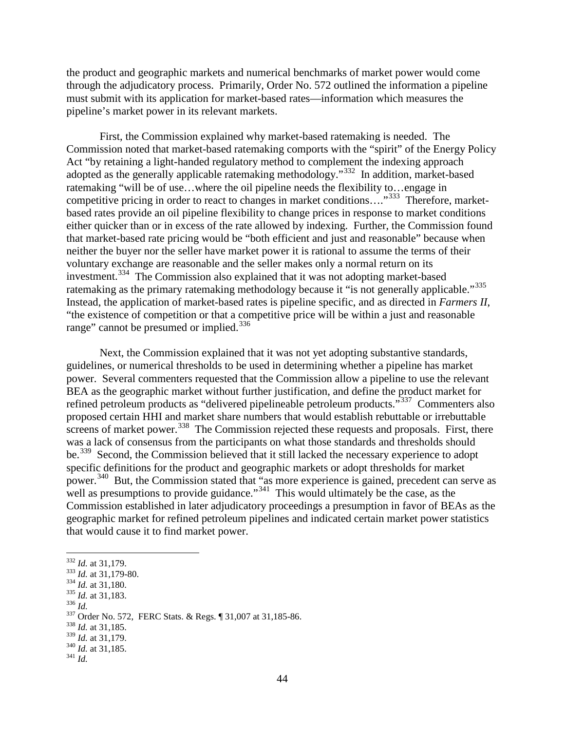the product and geographic markets and numerical benchmarks of market power would come through the adjudicatory process. Primarily, Order No. 572 outlined the information a pipeline must submit with its application for market-based rates—information which measures the pipeline's market power in its relevant markets.

First, the Commission explained why market-based ratemaking is needed. The Commission noted that market-based ratemaking comports with the "spirit" of the Energy Policy Act "by retaining a light-handed regulatory method to complement the indexing approach adopted as the generally applicable ratemaking methodology."[332] In addition, market-based ratemaking "will be of use…where the oil pipeline needs the flexibility to…engage in competitive pricing in order to react to changes in market conditions…."[333] Therefore, market-based rates provide an oil pipeline flexibility to change prices in response to market conditions either quicker than or in excess of the rate allowed by indexing. Further, the Commission found that market-based rate pricing would be "both efficient and just and reasonable" because when neither the buyer nor the seller have market power it is rational to assume the terms of their voluntary exchange are reasonable and the seller makes only a normal return on its investment.[334] The Commission also explained that it was not adopting market-based ratemaking as the primary ratemaking methodology because it "is not generally applicable."[335] Instead, the application of market-based rates is pipeline specific, and as directed in *Farmers II*, "the existence of competition or that a competitive price will be within a just and reasonable range" cannot be presumed or implied.[336]

Next, the Commission explained that it was not yet adopting substantive standards, guidelines, or numerical thresholds to be used in determining whether a pipeline has market power. Several commenters requested that the Commission allow a pipeline to use the relevant BEA as the geographic market without further justification, and define the product market for refined petroleum products as "delivered pipelineable petroleum products."[337] Commenters also proposed certain HHI and market share numbers that would establish rebuttable or irrebuttable screens of market power.[338] The Commission rejected these requests and proposals. First, there was a lack of consensus from the participants on what those standards and thresholds should be.[339] Second, the Commission believed that it still lacked the necessary experience to adopt specific definitions for the product and geographic markets or adopt thresholds for market power.[340] But, the Commission stated that "as more experience is gained, precedent can serve as well as presumptions to provide guidance."[341] This would ultimately be the case, as the Commission established in later adjudicatory proceedings a presumption in favor of BEAs as the geographic market for refined petroleum pipelines and indicated certain market power statistics that would cause it to find market power.

---

[332] *Id.* at 31,179.
[333] *Id.* at 31,179-80.
[334] *Id.* at 31,180.
[335] *Id.* at 31,183.
[336] *Id.*
[337] Order No. 572, FERC Stats. & Regs. ¶ 31,007 at 31,185-86.
[338] *Id.* at 31,185.
[339] *Id.* at 31,179.
[340] *Id.* at 31,185.
[341] *Id.*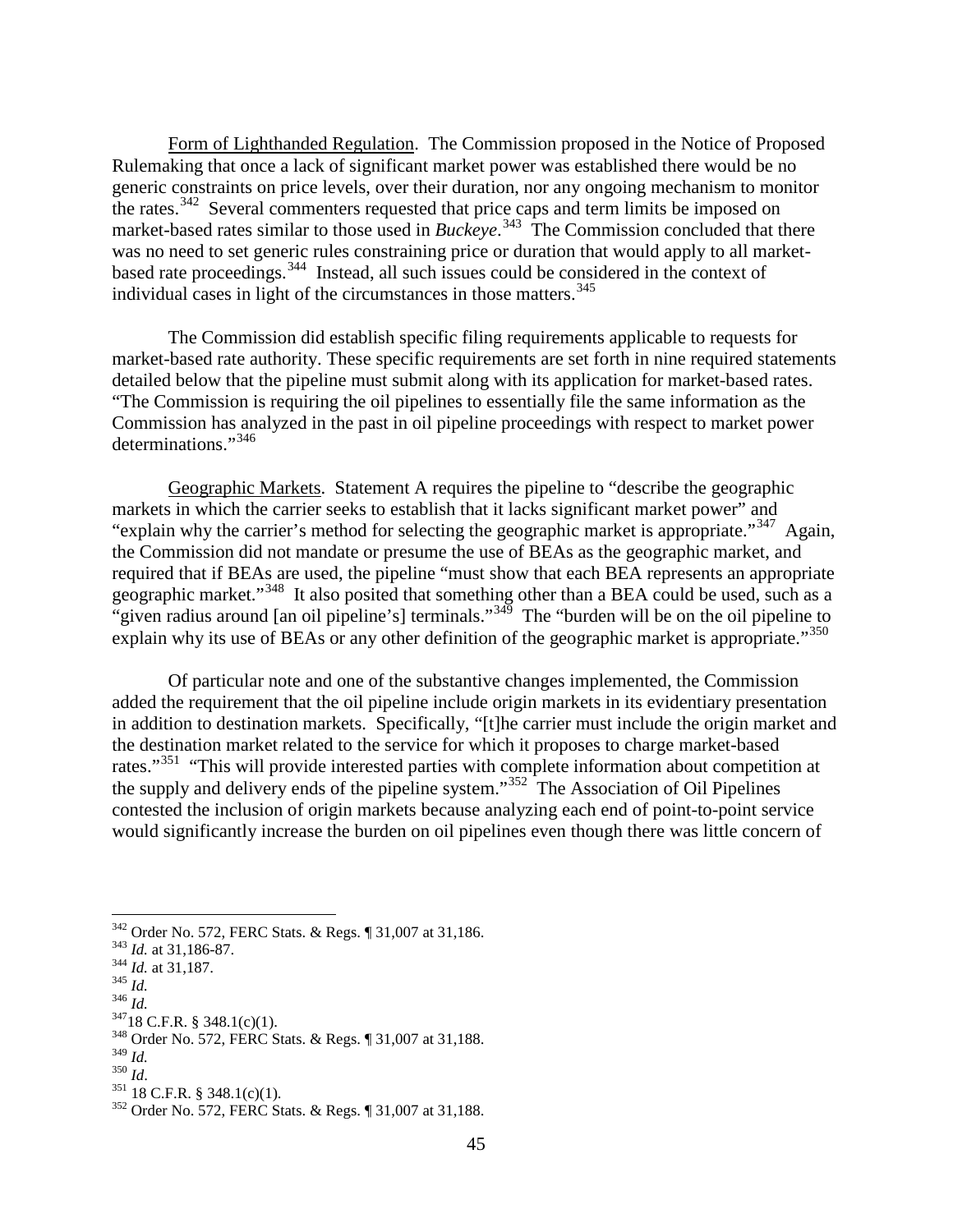Form of Lighthanded Regulation. The Commission proposed in the Notice of Proposed Rulemaking that once a lack of significant market power was established there would be no generic constraints on price levels, over their duration, nor any ongoing mechanism to monitor the rates.[342] Several commenters requested that price caps and term limits be imposed on market-based rates similar to those used in *Buckeye*.[343] The Commission concluded that there was no need to set generic rules constraining price or duration that would apply to all market-based rate proceedings.[344] Instead, all such issues could be considered in the context of individual cases in light of the circumstances in those matters.[345]

The Commission did establish specific filing requirements applicable to requests for market-based rate authority. These specific requirements are set forth in nine required statements detailed below that the pipeline must submit along with its application for market-based rates. "The Commission is requiring the oil pipelines to essentially file the same information as the Commission has analyzed in the past in oil pipeline proceedings with respect to market power determinations."[346]

Geographic Markets. Statement A requires the pipeline to "describe the geographic markets in which the carrier seeks to establish that it lacks significant market power" and "explain why the carrier's method for selecting the geographic market is appropriate."[347] Again, the Commission did not mandate or presume the use of BEAs as the geographic market, and required that if BEAs are used, the pipeline "must show that each BEA represents an appropriate geographic market."[348] It also posited that something other than a BEA could be used, such as a "given radius around [an oil pipeline's] terminals."[349] The "burden will be on the oil pipeline to explain why its use of BEAs or any other definition of the geographic market is appropriate."[350]

Of particular note and one of the substantive changes implemented, the Commission added the requirement that the oil pipeline include origin markets in its evidentiary presentation in addition to destination markets. Specifically, "[t]he carrier must include the origin market and the destination market related to the service for which it proposes to charge market-based rates."[351] "This will provide interested parties with complete information about competition at the supply and delivery ends of the pipeline system."[352] The Association of Oil Pipelines contested the inclusion of origin markets because analyzing each end of point-to-point service would significantly increase the burden on oil pipelines even though there was little concern of

---

[342] Order No. 572, FERC Stats. & Regs. ¶ 31,007 at 31,186.
[343] *Id.* at 31,186-87.
[344] *Id.* at 31,187.
[345] *Id.*
[346] *Id.*
[347] 18 C.F.R. § 348.1(c)(1).
[348] Order No. 572, FERC Stats. & Regs. ¶ 31,007 at 31,188.
[349] *Id.*
[350] *Id*.
[351] 18 C.F.R. § 348.1(c)(1).
[352] Order No. 572, FERC Stats. & Regs. ¶ 31,007 at 31,188.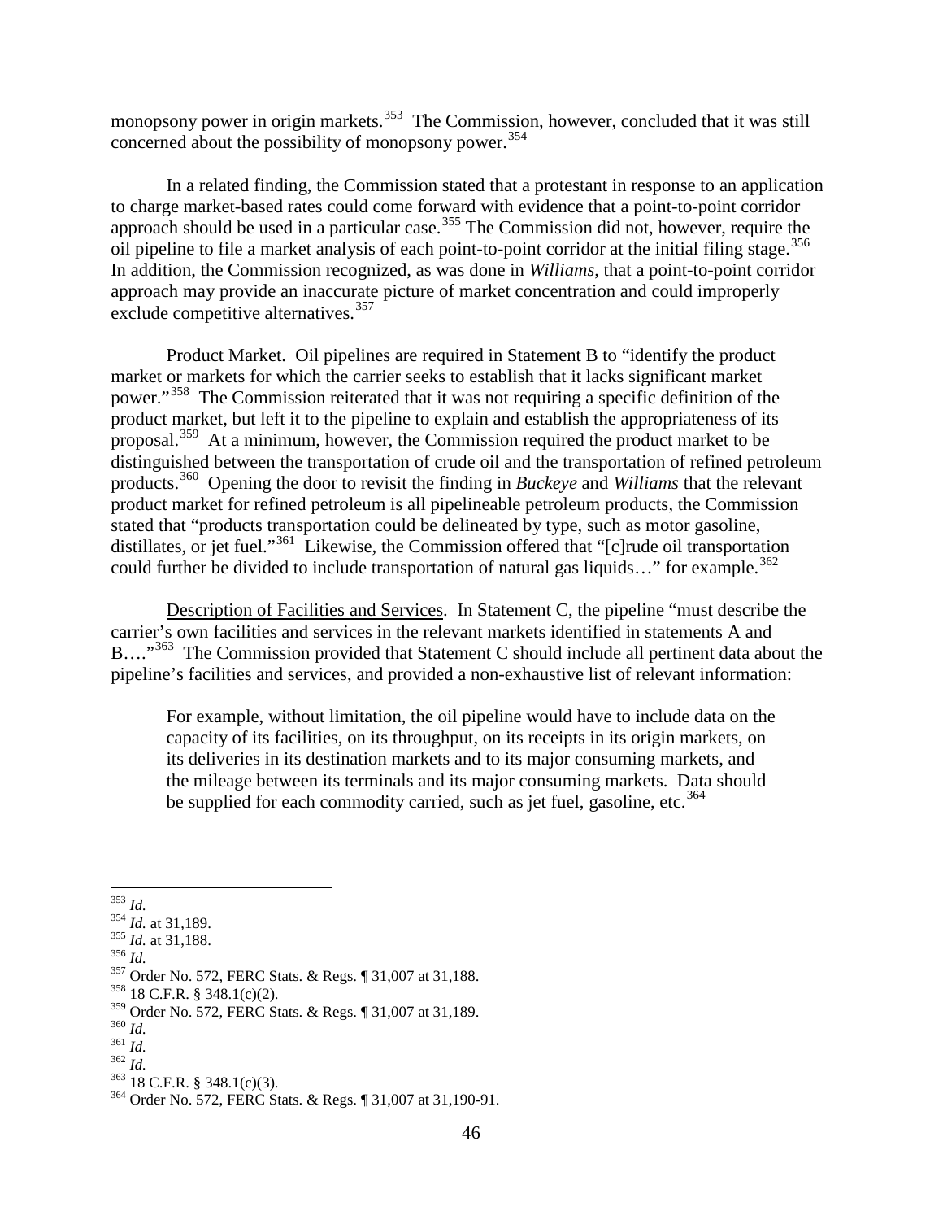monopsony power in origin markets.[353] The Commission, however, concluded that it was still concerned about the possibility of monopsony power.[354]

In a related finding, the Commission stated that a protestant in response to an application to charge market-based rates could come forward with evidence that a point-to-point corridor approach should be used in a particular case.[355] The Commission did not, however, require the oil pipeline to file a market analysis of each point-to-point corridor at the initial filing stage.[356] In addition, the Commission recognized, as was done in *Williams*, that a point-to-point corridor approach may provide an inaccurate picture of market concentration and could improperly exclude competitive alternatives.[357]

Product Market. Oil pipelines are required in Statement B to "identify the product market or markets for which the carrier seeks to establish that it lacks significant market power."[358] The Commission reiterated that it was not requiring a specific definition of the product market, but left it to the pipeline to explain and establish the appropriateness of its proposal.[359] At a minimum, however, the Commission required the product market to be distinguished between the transportation of crude oil and the transportation of refined petroleum products.[360] Opening the door to revisit the finding in *Buckeye* and *Williams* that the relevant product market for refined petroleum is all pipelineable petroleum products, the Commission stated that "products transportation could be delineated by type, such as motor gasoline, distillates, or jet fuel."[361] Likewise, the Commission offered that "[c]rude oil transportation could further be divided to include transportation of natural gas liquids…" for example.[362]

Description of Facilities and Services. In Statement C, the pipeline "must describe the carrier's own facilities and services in the relevant markets identified in statements A and B…."[363] The Commission provided that Statement C should include all pertinent data about the pipeline's facilities and services, and provided a non-exhaustive list of relevant information:

> For example, without limitation, the oil pipeline would have to include data on the capacity of its facilities, on its throughput, on its receipts in its origin markets, on its deliveries in its destination markets and to its major consuming markets, and the mileage between its terminals and its major consuming markets. Data should be supplied for each commodity carried, such as jet fuel, gasoline, etc.[364]

---

[353] *Id.*
[354] *Id.* at 31,189.
[355] *Id.* at 31,188.
[356] *Id.*
[357] Order No. 572, FERC Stats. & Regs. ¶ 31,007 at 31,188.
[358] 18 C.F.R. § 348.1(c)(2).
[359] Order No. 572, FERC Stats. & Regs. ¶ 31,007 at 31,189.
[360] *Id.*
[361] *Id.*
[362] *Id.*
[363] 18 C.F.R. § 348.1(c)(3).
[364] Order No. 572, FERC Stats. & Regs. ¶ 31,007 at 31,190-91.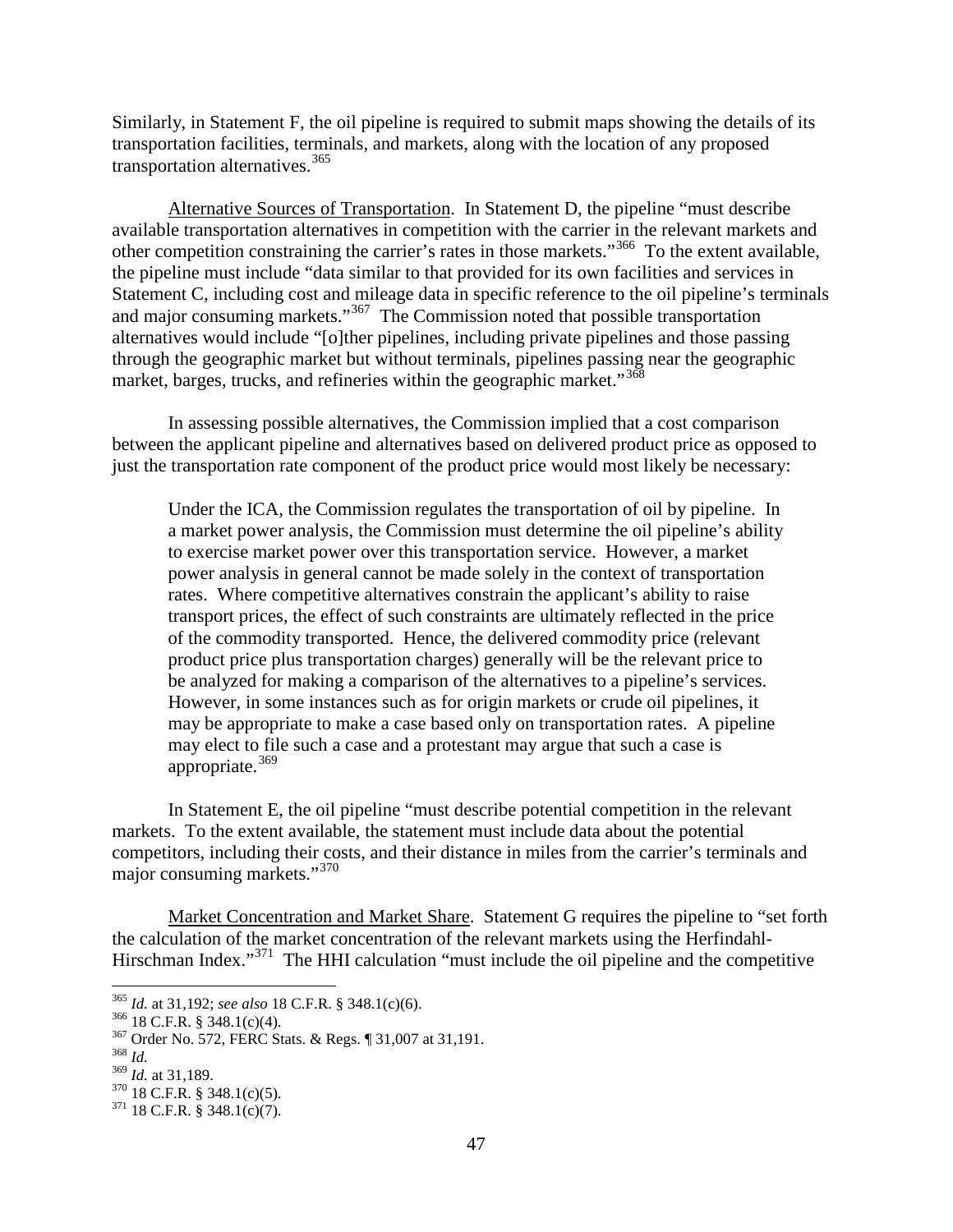Similarly, in Statement F, the oil pipeline is required to submit maps showing the details of its transportation facilities, terminals, and markets, along with the location of any proposed transportation alternatives.[365]

Alternative Sources of Transportation. In Statement D, the pipeline "must describe available transportation alternatives in competition with the carrier in the relevant markets and other competition constraining the carrier's rates in those markets."[366] To the extent available, the pipeline must include "data similar to that provided for its own facilities and services in Statement C, including cost and mileage data in specific reference to the oil pipeline's terminals and major consuming markets."[367] The Commission noted that possible transportation alternatives would include "[o]ther pipelines, including private pipelines and those passing through the geographic market but without terminals, pipelines passing near the geographic market, barges, trucks, and refineries within the geographic market."[368]

In assessing possible alternatives, the Commission implied that a cost comparison between the applicant pipeline and alternatives based on delivered product price as opposed to just the transportation rate component of the product price would most likely be necessary:

> Under the ICA, the Commission regulates the transportation of oil by pipeline. In a market power analysis, the Commission must determine the oil pipeline's ability to exercise market power over this transportation service. However, a market power analysis in general cannot be made solely in the context of transportation rates. Where competitive alternatives constrain the applicant's ability to raise transport prices, the effect of such constraints are ultimately reflected in the price of the commodity transported. Hence, the delivered commodity price (relevant product price plus transportation charges) generally will be the relevant price to be analyzed for making a comparison of the alternatives to a pipeline's services. However, in some instances such as for origin markets or crude oil pipelines, it may be appropriate to make a case based only on transportation rates. A pipeline may elect to file such a case and a protestant may argue that such a case is appropriate.[369]

In Statement E, the oil pipeline "must describe potential competition in the relevant markets. To the extent available, the statement must include data about the potential competitors, including their costs, and their distance in miles from the carrier's terminals and major consuming markets."[370]

Market Concentration and Market Share. Statement G requires the pipeline to "set forth the calculation of the market concentration of the relevant markets using the Herfindahl-Hirschman Index."[371] The HHI calculation "must include the oil pipeline and the competitive

---

[365] *Id.* at 31,192; *see also* 18 C.F.R. § 348.1(c)(6).

[366] 18 C.F.R. § 348.1(c)(4).

[367] Order No. 572, FERC Stats. & Regs. ¶ 31,007 at 31,191.

[368] *Id.*

[369] *Id.* at 31,189.

[370] 18 C.F.R. § 348.1(c)(5).

[371] 18 C.F.R. § 348.1(c)(7).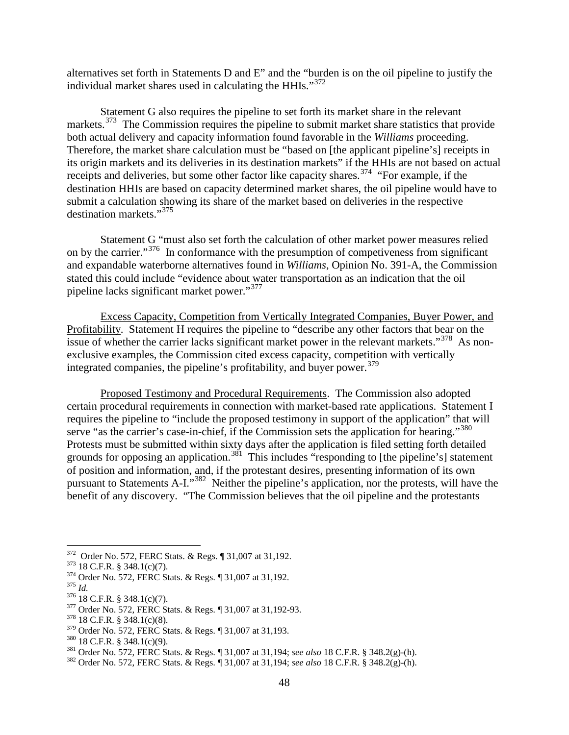alternatives set forth in Statements D and E" and the "burden is on the oil pipeline to justify the individual market shares used in calculating the HHIs."[372]

Statement G also requires the pipeline to set forth its market share in the relevant markets.[373] The Commission requires the pipeline to submit market share statistics that provide both actual delivery and capacity information found favorable in the *Williams* proceeding. Therefore, the market share calculation must be "based on [the applicant pipeline's] receipts in its origin markets and its deliveries in its destination markets" if the HHIs are not based on actual receipts and deliveries, but some other factor like capacity shares.[374] "For example, if the destination HHIs are based on capacity determined market shares, the oil pipeline would have to submit a calculation showing its share of the market based on deliveries in the respective destination markets."[375]

Statement G "must also set forth the calculation of other market power measures relied on by the carrier."[376] In conformance with the presumption of competiveness from significant and expandable waterborne alternatives found in *Williams*, Opinion No. 391-A, the Commission stated this could include "evidence about water transportation as an indication that the oil pipeline lacks significant market power."[377]

Excess Capacity, Competition from Vertically Integrated Companies, Buyer Power, and Profitability. Statement H requires the pipeline to "describe any other factors that bear on the issue of whether the carrier lacks significant market power in the relevant markets."[378] As non-exclusive examples, the Commission cited excess capacity, competition with vertically integrated companies, the pipeline's profitability, and buyer power.[379]

Proposed Testimony and Procedural Requirements. The Commission also adopted certain procedural requirements in connection with market-based rate applications. Statement I requires the pipeline to "include the proposed testimony in support of the application" that will serve "as the carrier's case-in-chief, if the Commission sets the application for hearing."[380] Protests must be submitted within sixty days after the application is filed setting forth detailed grounds for opposing an application.[381] This includes "responding to [the pipeline's] statement of position and information, and, if the protestant desires, presenting information of its own pursuant to Statements A-I."[382] Neither the pipeline's application, nor the protests, will have the benefit of any discovery. "The Commission believes that the oil pipeline and the protestants

---

[372] Order No. 572, FERC Stats. & Regs. ¶ 31,007 at 31,192.
[373] 18 C.F.R. § 348.1(c)(7).
[374] Order No. 572, FERC Stats. & Regs. ¶ 31,007 at 31,192.
[375] *Id.*
[376] 18 C.F.R. § 348.1(c)(7).
[377] Order No. 572, FERC Stats. & Regs. ¶ 31,007 at 31,192-93.
[378] 18 C.F.R. § 348.1(c)(8).
[379] Order No. 572, FERC Stats. & Regs. ¶ 31,007 at 31,193.
[380] 18 C.F.R. § 348.1(c)(9).
[381] Order No. 572, FERC Stats. & Regs. ¶ 31,007 at 31,194; *see also* 18 C.F.R. § 348.2(g)-(h).
[382] Order No. 572, FERC Stats. & Regs. ¶ 31,007 at 31,194; *see also* 18 C.F.R. § 348.2(g)-(h).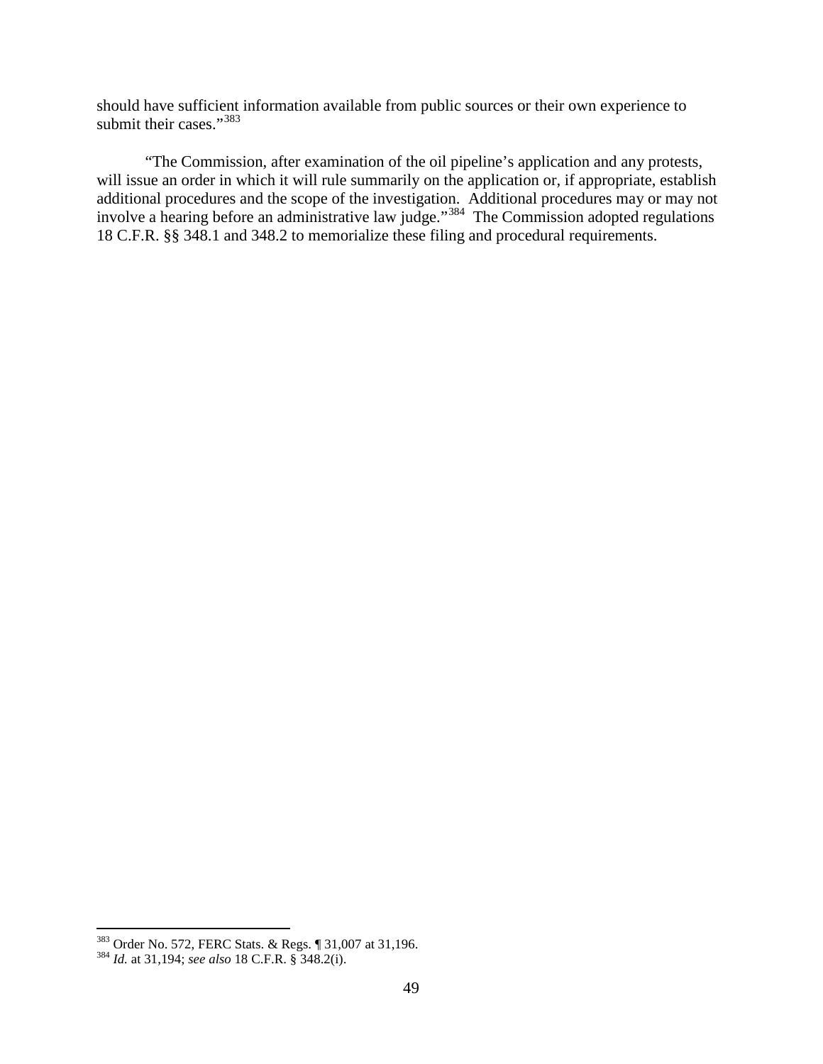should have sufficient information available from public sources or their own experience to submit their cases."[383]

"The Commission, after examination of the oil pipeline's application and any protests, will issue an order in which it will rule summarily on the application or, if appropriate, establish additional procedures and the scope of the investigation. Additional procedures may or may not involve a hearing before an administrative law judge."[384] The Commission adopted regulations 18 C.F.R. §§ 348.1 and 348.2 to memorialize these filing and procedural requirements.

---

[383] Order No. 572, FERC Stats. & Regs. ¶ 31,007 at 31,196.

[384] *Id.* at 31,194; *see also* 18 C.F.R. § 348.2(i).